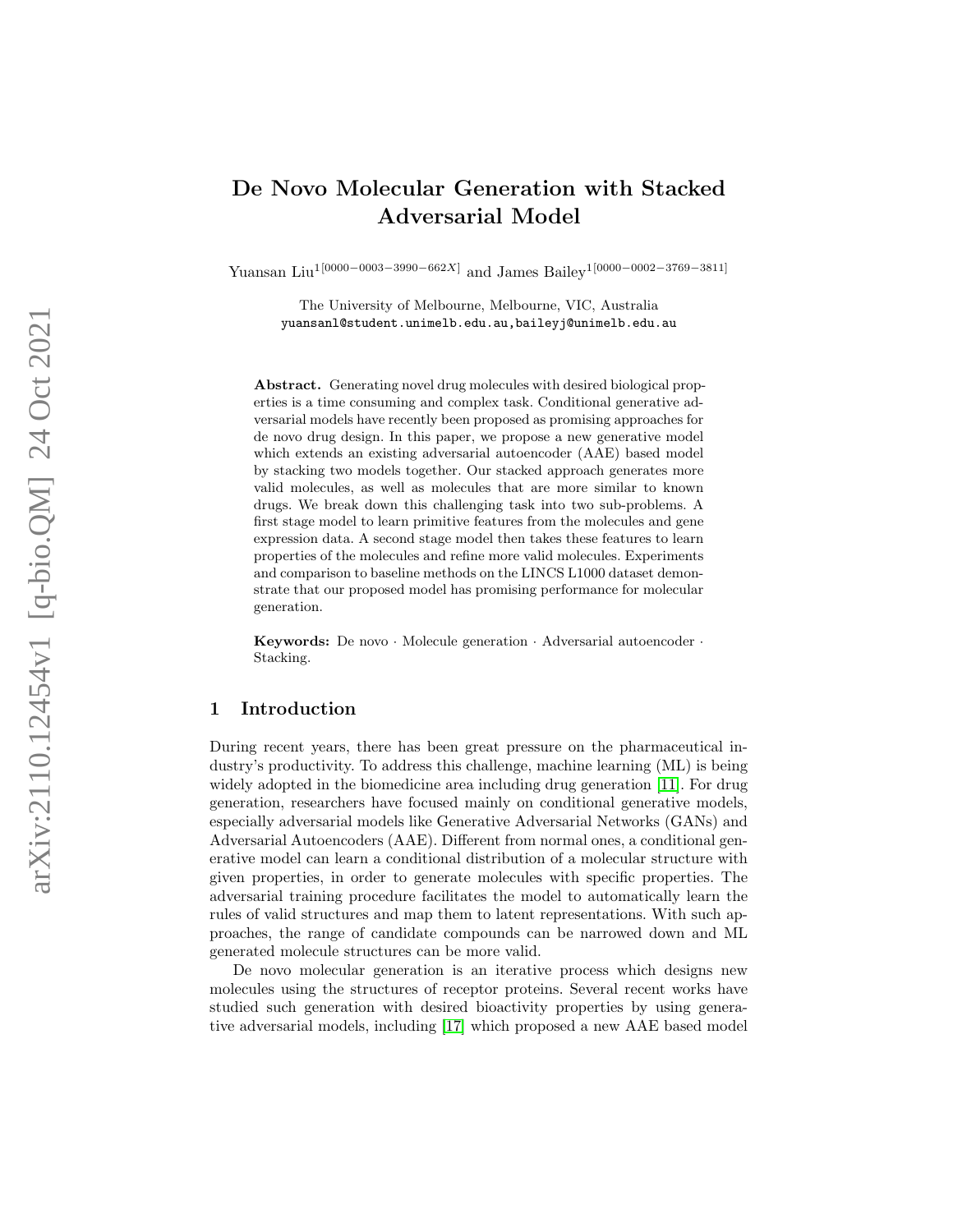# De Novo Molecular Generation with Stacked Adversarial Model

Yuansan Liu[1[0000−0003−3990−662X]] and James Bailey[1[0000−0002−3769−3811]]

The University of Melbourne, Melbourne, VIC, Australia
yuansanl@student.unimelb.edu.au,baileyj@unimelb.edu.au

**Abstract.** Generating novel drug molecules with desired biological properties is a time consuming and complex task. Conditional generative adversarial models have recently been proposed as promising approaches for de novo drug design. In this paper, we propose a new generative model which extends an existing adversarial autoencoder (AAE) based model by stacking two models together. Our stacked approach generates more valid molecules, as well as molecules that are more similar to known drugs. We break down this challenging task into two sub-problems. A first stage model to learn primitive features from the molecules and gene expression data. A second stage model then takes these features to learn properties of the molecules and refine more valid molecules. Experiments and comparison to baseline methods on the LINCS L1000 dataset demonstrate that our proposed model has promising performance for molecular generation.

**Keywords:** De novo · Molecule generation · Adversarial autoencoder · Stacking.

## 1 Introduction

During recent years, there has been great pressure on the pharmaceutical industry's productivity. To address this challenge, machine learning (ML) is being widely adopted in the biomedicine area including drug generation [11]. For drug generation, researchers have focused mainly on conditional generative models, especially adversarial models like Generative Adversarial Networks (GANs) and Adversarial Autoencoders (AAE). Different from normal ones, a conditional generative model can learn a conditional distribution of a molecular structure with given properties, in order to generate molecules with specific properties. The adversarial training procedure facilitates the model to automatically learn the rules of valid structures and map them to latent representations. With such approaches, the range of candidate compounds can be narrowed down and ML generated molecule structures can be more valid.

De novo molecular generation is an iterative process which designs new molecules using the structures of receptor proteins. Several recent works have studied such generation with desired bioactivity properties by using generative adversarial models, including [17] which proposed a new AAE based model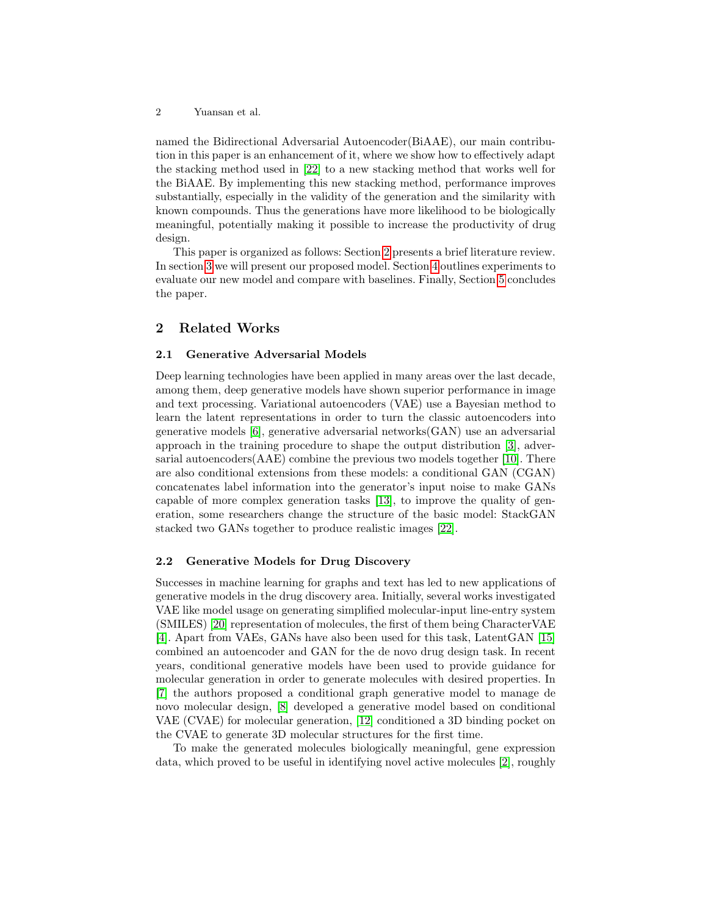named the Bidirectional Adversarial Autoencoder(BiAAE), our main contribution in this paper is an enhancement of it, where we show how to effectively adapt the stacking method used in [22] to a new stacking method that works well for the BiAAE. By implementing this new stacking method, performance improves substantially, especially in the validity of the generation and the similarity with known compounds. Thus the generations have more likelihood to be biologically meaningful, potentially making it possible to increase the productivity of drug design.

This paper is organized as follows: Section 2 presents a brief literature review. In section 3 we will present our proposed model. Section 4 outlines experiments to evaluate our new model and compare with baselines. Finally, Section 5 concludes the paper.

## 2 Related Works

### 2.1 Generative Adversarial Models

Deep learning technologies have been applied in many areas over the last decade, among them, deep generative models have shown superior performance in image and text processing. Variational autoencoders (VAE) use a Bayesian method to learn the latent representations in order to turn the classic autoencoders into generative models [6], generative adversarial networks(GAN) use an adversarial approach in the training procedure to shape the output distribution [3], adversarial autoencoders(AAE) combine the previous two models together [10]. There are also conditional extensions from these models: a conditional GAN (CGAN) concatenates label information into the generator's input noise to make GANs capable of more complex generation tasks [13], to improve the quality of generation, some researchers change the structure of the basic model: StackGAN stacked two GANs together to produce realistic images [22].

### 2.2 Generative Models for Drug Discovery

Successes in machine learning for graphs and text has led to new applications of generative models in the drug discovery area. Initially, several works investigated VAE like model usage on generating simplified molecular-input line-entry system (SMILES) [20] representation of molecules, the first of them being CharacterVAE [4]. Apart from VAEs, GANs have also been used for this task, LatentGAN [15] combined an autoencoder and GAN for the de novo drug design task. In recent years, conditional generative models have been used to provide guidance for molecular generation in order to generate molecules with desired properties. In [7] the authors proposed a conditional graph generative model to manage de novo molecular design, [8] developed a generative model based on conditional VAE (CVAE) for molecular generation, [12] conditioned a 3D binding pocket on the CVAE to generate 3D molecular structures for the first time.

To make the generated molecules biologically meaningful, gene expression data, which proved to be useful in identifying novel active molecules [2], roughly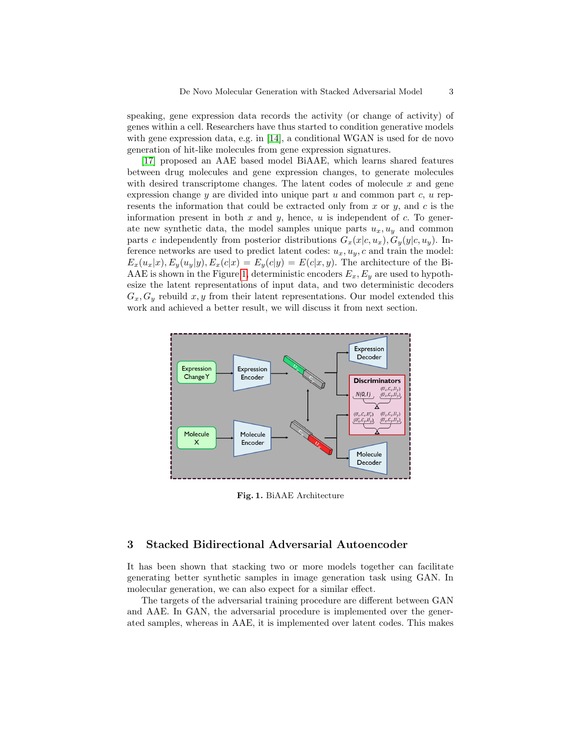speaking, gene expression data records the activity (or change of activity) of genes within a cell. Researchers have thus started to condition generative models with gene expression data, e.g. in [14], a conditional WGAN is used for de novo generation of hit-like molecules from gene expression signatures.

[17] proposed an AAE based model BiAAE, which learns shared features between drug molecules and gene expression changes, to generate molecules with desired transcriptome changes. The latent codes of molecule $x$ and gene expression change $y$ are divided into unique part $u$ and common part $c$, $u$ represents the information that could be extracted only from $x$ or $y$, and $c$ is the information present in both $x$ and $y$, hence, $u$ is independent of $c$. To generate new synthetic data, the model samples unique parts $u_x, u_y$ and common parts $c$ independently from posterior distributions $G_x(x|c, u_x), G_y(y|c, u_y)$. Inference networks are used to predict latent codes: $u_x, u_y, c$ and train the model: $E_x(u_x|x), E_y(u_y|y), E_x(c|x) = E_y(c|y) = E(c|x, y)$. The architecture of the BiAAE is shown in the Figure 1, deterministic encoders $E_x, E_y$ are used to hypothesize the latent representations of input data, and two deterministic decoders $G_x, G_y$ rebuild $x, y$ from their latent representations. Our model extended this work and achieved a better result, we will discuss it from next section.

**Fig. 1.** BiAAE Architecture

## 3 Stacked Bidirectional Adversarial Autoencoder

It has been shown that stacking two or more models together can facilitate generating better synthetic samples in image generation task using GAN. In molecular generation, we can also expect for a similar effect.

The targets of the adversarial training procedure are different between GAN and AAE. In GAN, the adversarial procedure is implemented over the generated samples, whereas in AAE, it is implemented over latent codes. This makes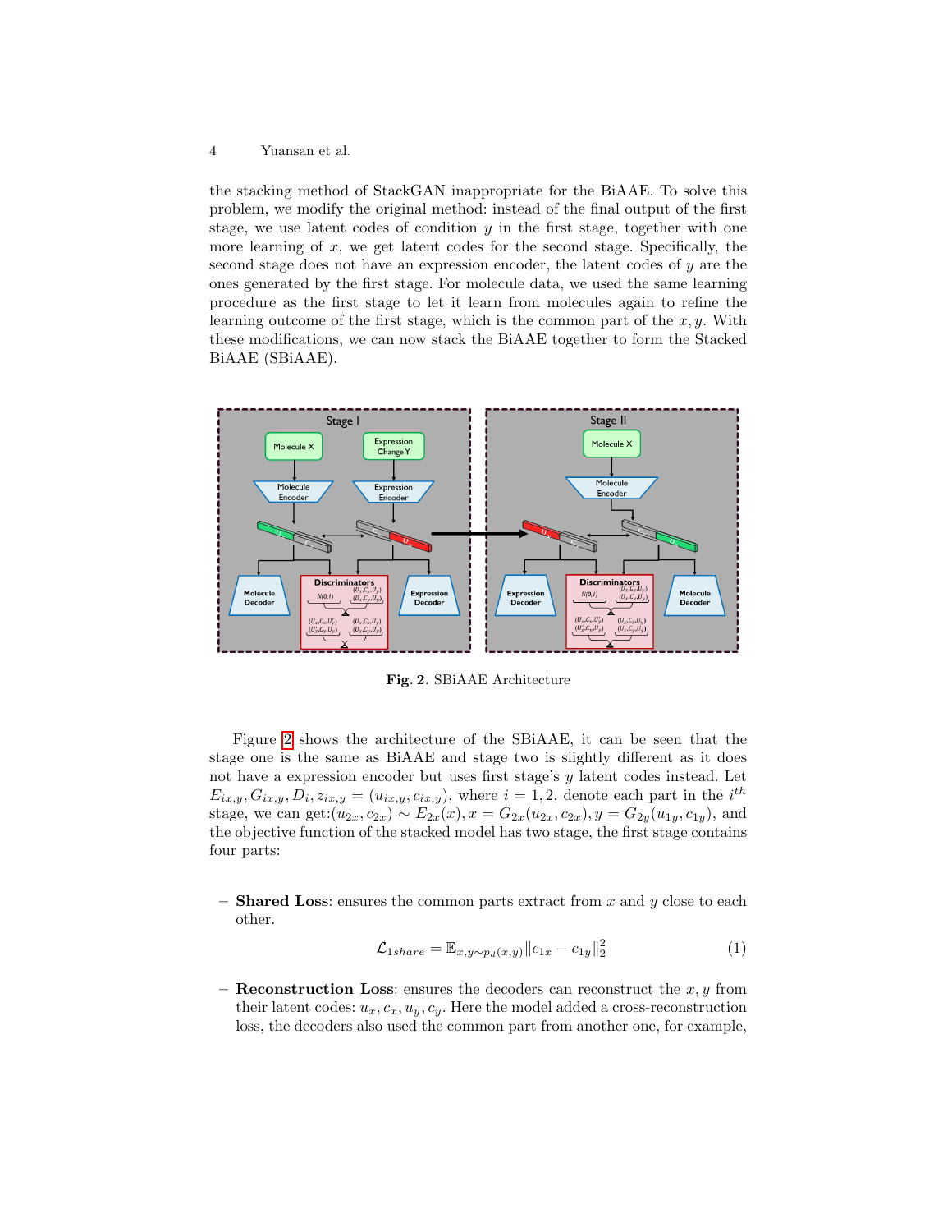the stacking method of StackGAN inappropriate for the BiAAE. To solve this problem, we modify the original method: instead of the final output of the first stage, we use latent codes of condition $y$ in the first stage, together with one more learning of $x$, we get latent codes for the second stage. Specifically, the second stage does not have an expression encoder, the latent codes of $y$ are the ones generated by the first stage. For molecule data, we used the same learning procedure as the first stage to let it learn from molecules again to refine the learning outcome of the first stage, which is the common part of the $x, y$. With these modifications, we can now stack the BiAAE together to form the Stacked BiAAE (SBiAAE).

**Fig. 2.** SBiAAE Architecture

Figure 2 shows the architecture of the SBiAAE, it can be seen that the stage one is the same as BiAAE and stage two is slightly different as it does not have a expression encoder but uses first stage's $y$ latent codes instead. Let $E_{ix,y}, G_{ix,y}, D_i, z_{ix,y} = (u_{ix,y}, c_{ix,y})$, where $i = 1, 2$, denote each part in the $i^{th}$ stage, we can get:$(u_{2x}, c_{2x}) \sim E_{2x}(x), x = G_{2x}(u_{2x}, c_{2x}), y = G_{2y}(u_{1y}, c_{1y})$, and the objective function of the stacked model has two stage, the first stage contains four parts:

- **Shared Loss**: ensures the common parts extract from $x$ and $y$ close to each other.

$$\mathcal{L}_{1share} = \mathbb{E}_{x,y \sim p_d(x,y)} \|c_{1x} - c_{1y}\|_2^2 \tag{1}$$

- **Reconstruction Loss**: ensures the decoders can reconstruct the $x, y$ from their latent codes: $u_x, c_x, u_y, c_y$. Here the model added a cross-reconstruction loss, the decoders also used the common part from another one, for example,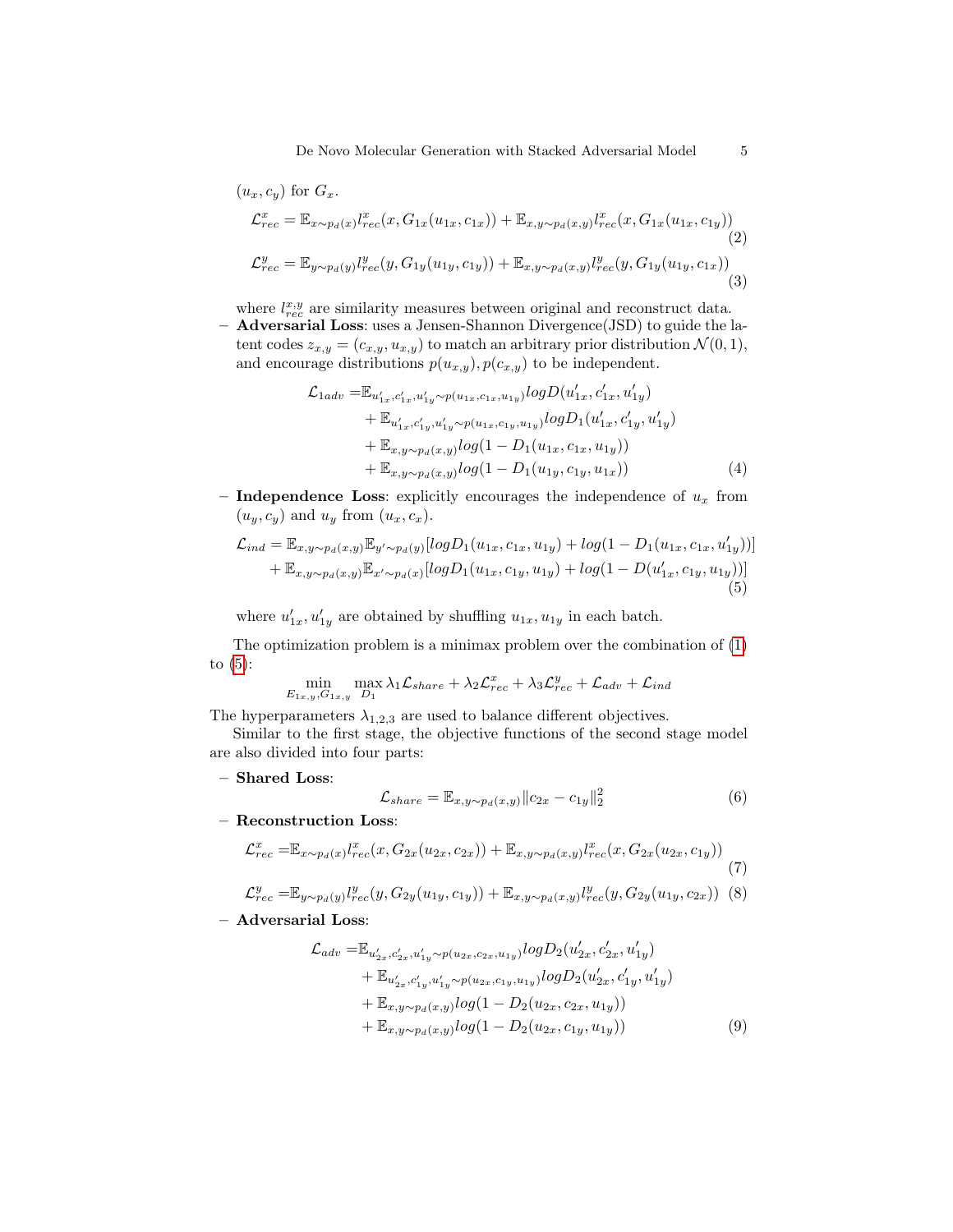$(u_x, c_y)$ for $G_x$.

$$\mathcal{L}^x_{rec} = \mathbb{E}_{x\sim p_d(x)} l^x_{rec}(x, G_{1x}(u_{1x}, c_{1x})) + \mathbb{E}_{x,y\sim p_d(x,y)} l^x_{rec}(x, G_{1x}(u_{1x}, c_{1y})) \tag{2}$$

$$\mathcal{L}^y_{rec} = \mathbb{E}_{y\sim p_d(y)} l^y_{rec}(y, G_{1y}(u_{1y}, c_{1y})) + \mathbb{E}_{x,y\sim p_d(x,y)} l^y_{rec}(y, G_{1y}(u_{1y}, c_{1x})) \tag{3}$$

where $l^{x,y}_{rec}$ are similarity measures between original and reconstruct data.

- **Adversarial Loss**: uses a Jensen-Shannon Divergence(JSD) to guide the latent codes $z_{x,y} = (c_{x,y}, u_{x,y})$ to match an arbitrary prior distribution $\mathcal{N}(0, 1)$, and encourage distributions $p(u_{x,y}), p(c_{x,y})$ to be independent.

$$\begin{aligned}
\mathcal{L}_{1adv} =& \mathbb{E}_{u'_{1x}, c'_{1x}, u'_{1y} \sim p(u_{1x}, c_{1x}, u_{1y})} log D(u'_{1x}, c'_{1x}, u'_{1y}) \\
&+ \mathbb{E}_{u'_{1x}, c'_{1y}, u'_{1y} \sim p(u_{1x}, c_{1y}, u_{1y})} log D_1(u'_{1x}, c'_{1y}, u'_{1y}) \\
&+ \mathbb{E}_{x,y\sim p_d(x,y)} log(1 - D_1(u_{1x}, c_{1x}, u_{1y})) \\
&+ \mathbb{E}_{x,y\sim p_d(x,y)} log(1 - D_1(u_{1y}, c_{1y}, u_{1x}))
\end{aligned} \tag{4}$$

- **Independence Loss**: explicitly encourages the independence of $u_x$ from $(u_y, c_y)$ and $u_y$ from $(u_x, c_x)$.

$$\begin{aligned}
\mathcal{L}_{ind} = & \mathbb{E}_{x,y\sim p_d(x,y)} \mathbb{E}_{y'\sim p_d(y)} [log D_1(u_{1x}, c_{1x}, u_{1y}) + log(1 - D_1(u_{1x}, c_{1x}, u'_{1y}))] \\
&+ \mathbb{E}_{x,y\sim p_d(x,y)} \mathbb{E}_{x'\sim p_d(x)} [log D_1(u_{1x}, c_{1y}, u_{1y}) + log(1 - D(u'_{1x}, c_{1y}, u_{1y}))]
\end{aligned} \tag{5}$$

where $u'_{1x}, u'_{1y}$ are obtained by shuffling $u_{1x}, u_{1y}$ in each batch.

The optimization problem is a minimax problem over the combination of (1) to (5):

$$\min_{E_{1x,y}, G_{1x,y}} \max_{D_1} \lambda_1 \mathcal{L}_{share} + \lambda_2 \mathcal{L}^x_{rec} + \lambda_3 \mathcal{L}^y_{rec} + \mathcal{L}_{adv} + \mathcal{L}_{ind}$$

The hyperparameters $\lambda_{1,2,3}$ are used to balance different objectives.

Similar to the first stage, the objective functions of the second stage model are also divided into four parts:

- **Shared Loss**:

$$\mathcal{L}_{share} = \mathbb{E}_{x,y\sim p_d(x,y)} \|c_{2x} - c_{1y}\|^2_2 \tag{6}$$

- **Reconstruction Loss**:

$$\mathcal{L}^x_{rec} = \mathbb{E}_{x\sim p_d(x)} l^x_{rec}(x, G_{2x}(u_{2x}, c_{2x})) + \mathbb{E}_{x,y\sim p_d(x,y)} l^x_{rec}(x, G_{2x}(u_{2x}, c_{1y})) \tag{7}$$

$$\mathcal{L}^y_{rec} = \mathbb{E}_{y\sim p_d(y)} l^y_{rec}(y, G_{2y}(u_{1y}, c_{1y})) + \mathbb{E}_{x,y\sim p_d(x,y)} l^y_{rec}(y, G_{2y}(u_{1y}, c_{2x})) \tag{8}$$

- **Adversarial Loss**:

$$\begin{aligned}
\mathcal{L}_{adv} =& \mathbb{E}_{u'_{2x}, c'_{2x}, u'_{1y} \sim p(u_{2x}, c_{2x}, u_{1y})} log D_2(u'_{2x}, c'_{2x}, u'_{1y}) \\
&+ \mathbb{E}_{u'_{2x}, c'_{1y}, u'_{1y} \sim p(u_{2x}, c_{1y}, u_{1y})} log D_2(u'_{2x}, c'_{1y}, u'_{1y}) \\
&+ \mathbb{E}_{x,y\sim p_d(x,y)} log(1 - D_2(u_{2x}, c_{2x}, u_{1y})) \\
&+ \mathbb{E}_{x,y\sim p_d(x,y)} log(1 - D_2(u_{2x}, c_{1y}, u_{1y}))
\end{aligned} \tag{9}$$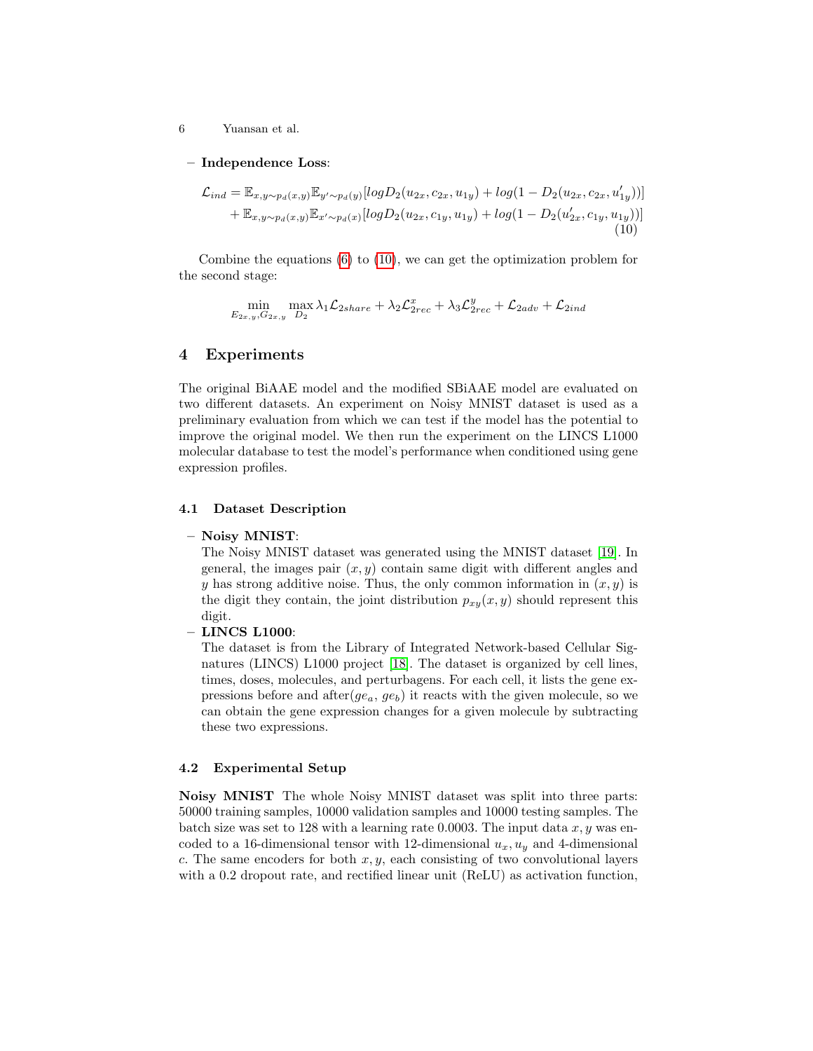- **Independence Loss**:

$$
\begin{aligned}
\mathcal{L}_{ind} = & \mathbb{E}_{x,y\sim p_d(x,y)}\mathbb{E}_{y'\sim p_d(y)}[logD_2(u_{2x}, c_{2x}, u_{1y}) + log(1 - D_2(u_{2x}, c_{2x}, u'_{1y}))] \\
& + \mathbb{E}_{x,y\sim p_d(x,y)}\mathbb{E}_{x'\sim p_d(x)}[logD_2(u_{2x}, c_{1y}, u_{1y}) + log(1 - D_2(u'_{2x}, c_{1y}, u_{1y}))]
\end{aligned}
\tag{10}
$$

Combine the equations (6) to (10), we can get the optimization problem for the second stage:

$$
\min_{E_{2x,y}, G_{2x,y}} \max_{D_2} \lambda_1 \mathcal{L}_{2share} + \lambda_2 \mathcal{L}^x_{2rec} + \lambda_3 \mathcal{L}^y_{2rec} + \mathcal{L}_{2adv} + \mathcal{L}_{2ind}
$$

# 4 Experiments

The original BiAAE model and the modified SBiAAE model are evaluated on two different datasets. An experiment on Noisy MNIST dataset is used as a preliminary evaluation from which we can test if the model has the potential to improve the original model. We then run the experiment on the LINCS L1000 molecular database to test the model's performance when conditioned using gene expression profiles.

## 4.1 Dataset Description

- **Noisy MNIST**:
  The Noisy MNIST dataset was generated using the MNIST dataset [19]. In general, the images pair $(x, y)$ contain same digit with different angles and $y$ has strong additive noise. Thus, the only common information in $(x, y)$ is the digit they contain, the joint distribution $p_{xy}(x, y)$ should represent this digit.
- **LINCS L1000**:
  The dataset is from the Library of Integrated Network-based Cellular Signatures (LINCS) L1000 project [18]. The dataset is organized by cell lines, times, doses, molecules, and perturbagens. For each cell, it lists the gene expressions before and after($ge_a$, $ge_b$) it reacts with the given molecule, so we can obtain the gene expression changes for a given molecule by subtracting these two expressions.

## 4.2 Experimental Setup

**Noisy MNIST** The whole Noisy MNIST dataset was split into three parts: 50000 training samples, 10000 validation samples and 10000 testing samples. The batch size was set to 128 with a learning rate 0.0003. The input data $x, y$ was encoded to a 16-dimensional tensor with 12-dimensional $u_x, u_y$ and 4-dimensional $c$. The same encoders for both $x, y$, each consisting of two convolutional layers with a 0.2 dropout rate, and rectified linear unit (ReLU) as activation function,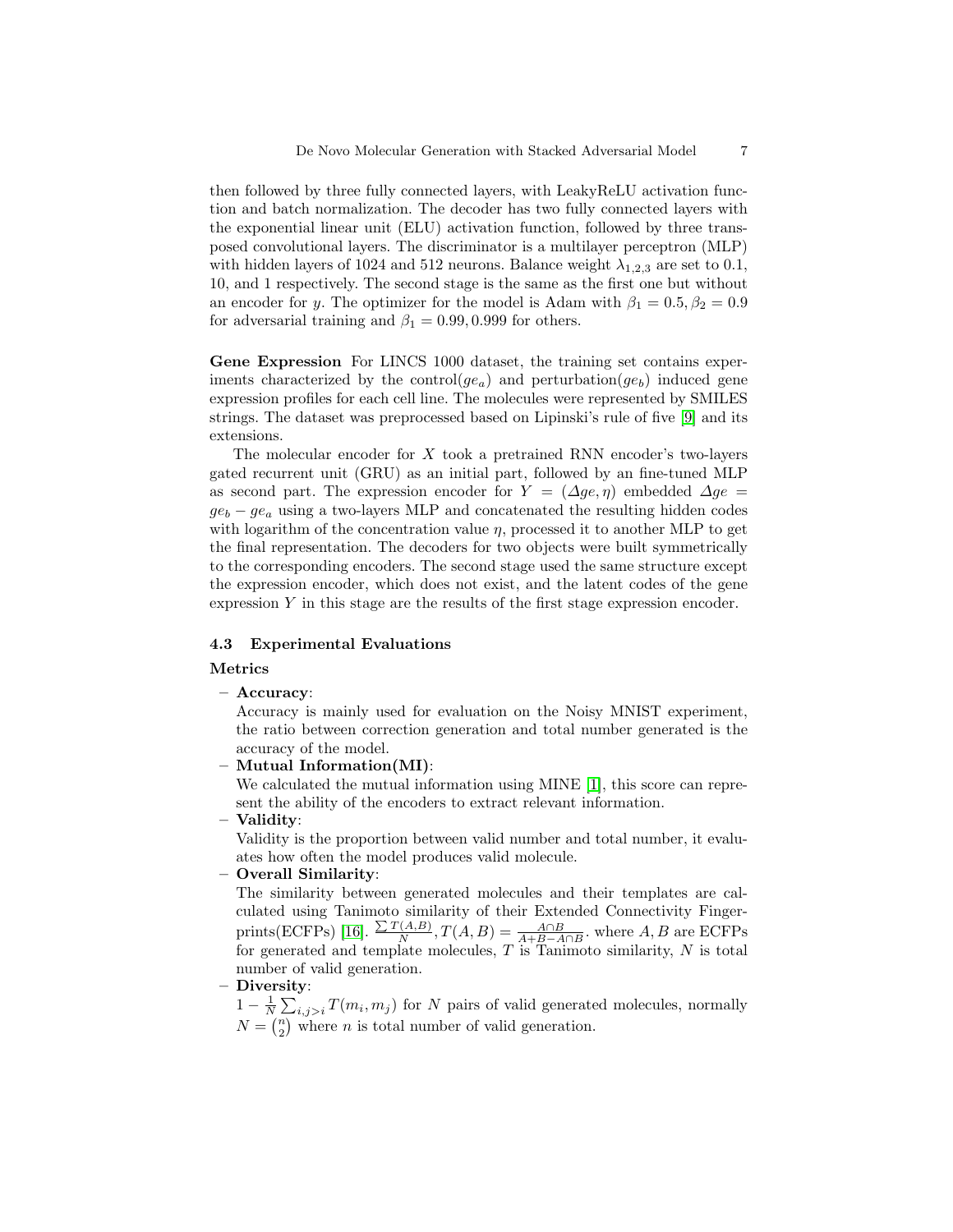then followed by three fully connected layers, with LeakyReLU activation function and batch normalization. The decoder has two fully connected layers with the exponential linear unit (ELU) activation function, followed by three transposed convolutional layers. The discriminator is a multilayer perceptron (MLP) with hidden layers of 1024 and 512 neurons. Balance weight $\lambda_{1,2,3}$ are set to 0.1, 10, and 1 respectively. The second stage is the same as the first one but without an encoder for $y$. The optimizer for the model is Adam with $\beta_1 = 0.5, \beta_2 = 0.9$ for adversarial training and $\beta_1 = 0.99, 0.999$ for others.

**Gene Expression** For LINCS 1000 dataset, the training set contains experiments characterized by the control($ge_a$) and perturbation($ge_b$) induced gene expression profiles for each cell line. The molecules were represented by SMILES strings. The dataset was preprocessed based on Lipinski's rule of five [9] and its extensions.

The molecular encoder for $X$ took a pretrained RNN encoder's two-layers gated recurrent unit (GRU) as an initial part, followed by an fine-tuned MLP as second part. The expression encoder for $Y = (\Delta ge, \eta)$ embedded $\Delta ge = ge_b - ge_a$ using a two-layers MLP and concatenated the resulting hidden codes with logarithm of the concentration value $\eta$, processed it to another MLP to get the final representation. The decoders for two objects were built symmetrically to the corresponding encoders. The second stage used the same structure except the expression encoder, which does not exist, and the latent codes of the gene expression $Y$ in this stage are the results of the first stage expression encoder.

### 4.3 Experimental Evaluations

**Metrics**

- **Accuracy**:
  Accuracy is mainly used for evaluation on the Noisy MNIST experiment, the ratio between correction generation and total number generated is the accuracy of the model.
- **Mutual Information(MI)**:
  We calculated the mutual information using MINE [1], this score can represent the ability of the encoders to extract relevant information.
- **Validity**:
  Validity is the proportion between valid number and total number, it evaluates how often the model produces valid molecule.
- **Overall Similarity**:
  The similarity between generated molecules and their templates are calculated using Tanimoto similarity of their Extended Connectivity Fingerprints(ECFPs) [16]. $\frac{\sum T(A,B)}{N}, T(A,B) = \frac{A \cap B}{A + B - A \cap B}$. where $A, B$ are ECFPs for generated and template molecules, $T$ is Tanimoto similarity, $N$ is total number of valid generation.
- **Diversity**:
  $1 - \frac{1}{N} \sum_{i,j>i} T(m_i, m_j)$ for $N$ pairs of valid generated molecules, normally $N = \binom{n}{2}$ where $n$ is total number of valid generation.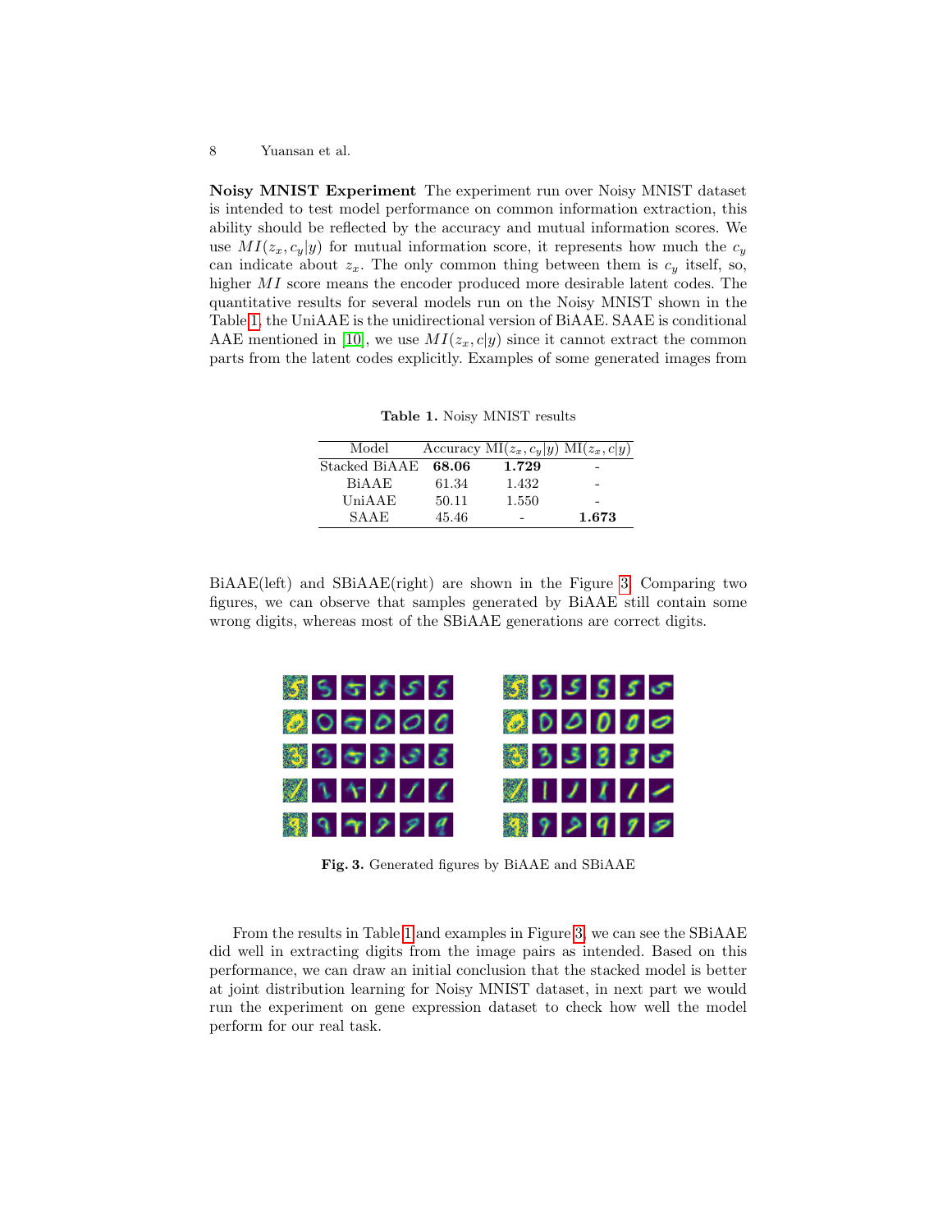**Noisy MNIST Experiment** The experiment run over Noisy MNIST dataset is intended to test model performance on common information extraction, this ability should be reflected by the accuracy and mutual information scores. We use $MI(z_x, c_y|y)$ for mutual information score, it represents how much the $c_y$ can indicate about $z_x$. The only common thing between them is $c_y$ itself, so, higher $MI$ score means the encoder produced more desirable latent codes. The quantitative results for several models run on the Noisy MNIST shown in the Table 1, the UniAAE is the unidirectional version of BiAAE. SAAE is conditional AAE mentioned in [10], we use $MI(z_x, c|y)$ since it cannot extract the common parts from the latent codes explicitly. Examples of some generated images from

**Table 1.** Noisy MNIST results

| Model | Accuracy | MI($z_x, c_y|y$) | MI($z_x, c|y$) |
| --- | --- | --- | --- |
| Stacked BiAAE | **68.06** | **1.729** | - |
| BiAAE | 61.34 | 1.432 | - |
| UniAAE | 50.11 | 1.550 | - |
| SAAE | 45.46 | - | **1.673** |

BiAAE(left) and SBiAAE(right) are shown in the Figure 3. Comparing two figures, we can observe that samples generated by BiAAE still contain some wrong digits, whereas most of the SBiAAE generations are correct digits.

**Fig. 3.** Generated figures by BiAAE and SBiAAE

From the results in Table 1 and examples in Figure 3, we can see the SBiAAE did well in extracting digits from the image pairs as intended. Based on this performance, we can draw an initial conclusion that the stacked model is better at joint distribution learning for Noisy MNIST dataset, in next part we would run the experiment on gene expression dataset to check how well the model perform for our real task.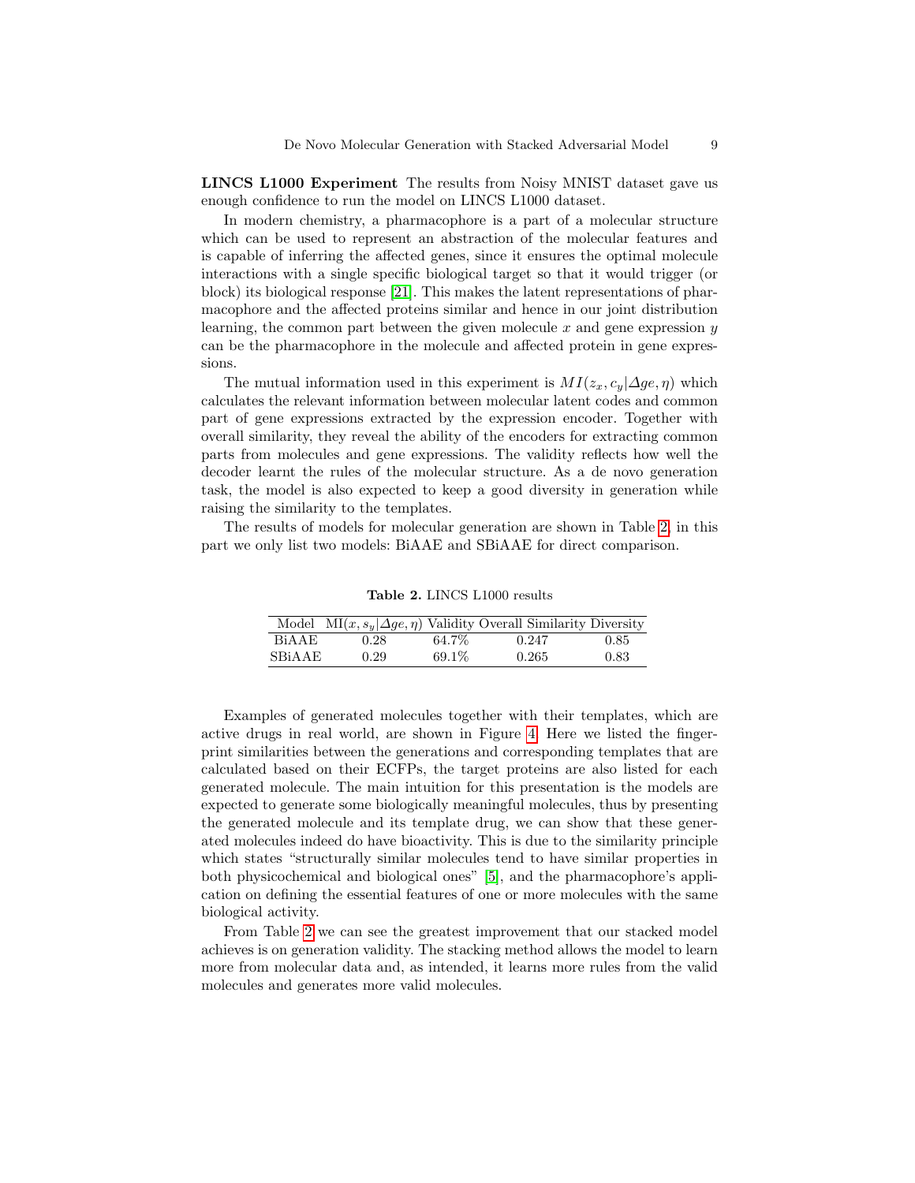**LINCS L1000 Experiment** The results from Noisy MNIST dataset gave us enough confidence to run the model on LINCS L1000 dataset.

In modern chemistry, a pharmacophore is a part of a molecular structure which can be used to represent an abstraction of the molecular features and is capable of inferring the affected genes, since it ensures the optimal molecule interactions with a single specific biological target so that it would trigger (or block) its biological response [21]. This makes the latent representations of pharmacophore and the affected proteins similar and hence in our joint distribution learning, the common part between the given molecule $x$ and gene expression $y$ can be the pharmacophore in the molecule and affected protein in gene expressions.

The mutual information used in this experiment is $MI(z_x, c_y|\Delta ge, \eta)$ which calculates the relevant information between molecular latent codes and common part of gene expressions extracted by the expression encoder. Together with overall similarity, they reveal the ability of the encoders for extracting common parts from molecules and gene expressions. The validity reflects how well the decoder learnt the rules of the molecular structure. As a de novo generation task, the model is also expected to keep a good diversity in generation while raising the similarity to the templates.

The results of models for molecular generation are shown in Table 2, in this part we only list two models: BiAAE and SBiAAE for direct comparison.

**Table 2.** LINCS L1000 results

| Model | MI$(x, s_y|\Delta ge, \eta)$ | Validity | Overall Similarity | Diversity |
|---|---|---|---|---|
| BiAAE | 0.28 | 64.7% | 0.247 | 0.85 |
| SBiAAE | 0.29 | 69.1% | 0.265 | 0.83 |

Examples of generated molecules together with their templates, which are active drugs in real world, are shown in Figure 4. Here we listed the fingerprint similarities between the generations and corresponding templates that are calculated based on their ECFPs, the target proteins are also listed for each generated molecule. The main intuition for this presentation is the models are expected to generate some biologically meaningful molecules, thus by presenting the generated molecule and its template drug, we can show that these generated molecules indeed do have bioactivity. This is due to the similarity principle which states "structurally similar molecules tend to have similar properties in both physicochemical and biological ones" [5], and the pharmacophore's application on defining the essential features of one or more molecules with the same biological activity.

From Table 2 we can see the greatest improvement that our stacked model achieves is on generation validity. The stacking method allows the model to learn more from molecular data and, as intended, it learns more rules from the valid molecules and generates more valid molecules.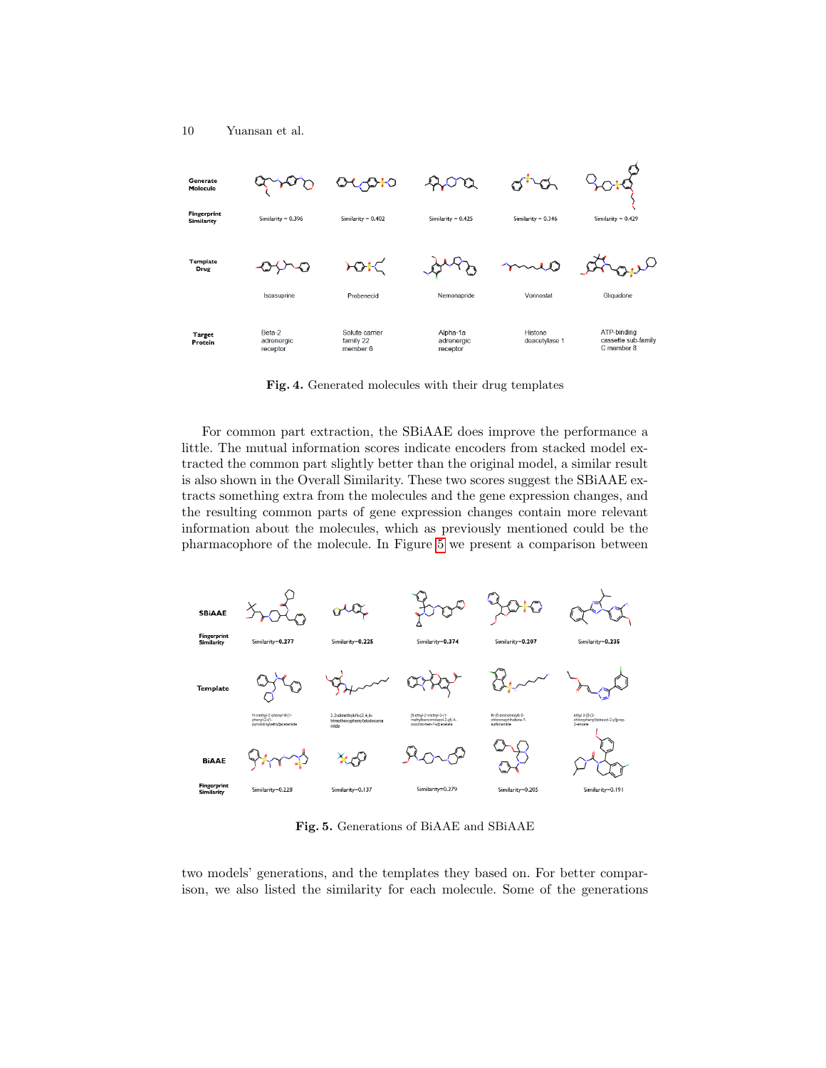| Generate Molecule | | | | | |
|---|---|---|---|---|---|
| Fingerprint Similarity | Similarity = 0.396 | Similarity = 0.402 | Similarity = 0.425 | Similarity = 0.346 | Similarity = 0.429 |
| Template Drug | Isoxsuprine | Probenecid | Nemonapride | Vorinostat | Gliquidone |
| Target Protein | Beta-2 adrenergic receptor | Solute carrier family 22 member 6 | Alpha-1a adrenergic receptor | Histone deacetylase 1 | ATP-binding cassette sub-family C member 8 |

**Fig. 4.** Generated molecules with their drug templates

For common part extraction, the SBiAAE does improve the performance a little. The mutual information scores indicate encoders from stacked model extracted the common part slightly better than the original model, a similar result is also shown in the Overall Similarity. These two scores suggest the SBiAAE extracts something extra from the molecules and the gene expression changes, and the resulting common parts of gene expression changes contain more relevant information about the molecules, which as previously mentioned could be the pharmacophore of the molecule. In Figure 5 we present a comparison between

| SBiAAE | | | | | |
|---|---|---|---|---|---|
| Fingerprint Similarity | Similarity=0.277 | Similarity=0.225 | Similarity=0.374 | Similarity=0.207 | Similarity=0.235 |
| Template | N-methyl-2-phenyl-N-[1-phenyl-2-(1-pyrrolidinyl)ethyl]acetamide | 2,2-dimethyl-N-(2,4,6-trimethoxyphenyl)dodecanamide | [8-ethyl-2-methyl-3-(1-methylbenzimidazol-2-yl)-4-oxochromen-7-yl] acetate | N-(6-aminohexyl)-5-chloronaphthalene-1-sulfonamide | ethyl 3-[5-(3-chlorophenyl)tetrazol-2-yl]prop-2-enoate |
| BiAAE | | | | | |
| Fingerprint Similarity | Similarity=0.228 | Similarity=0.137 | Similarity=0.279 | Similarity=0.205 | Similarity=0.191 |

**Fig. 5.** Generations of BiAAE and SBiAAE

two models' generations, and the templates they based on. For better comparison, we also listed the similarity for each molecule. Some of the generations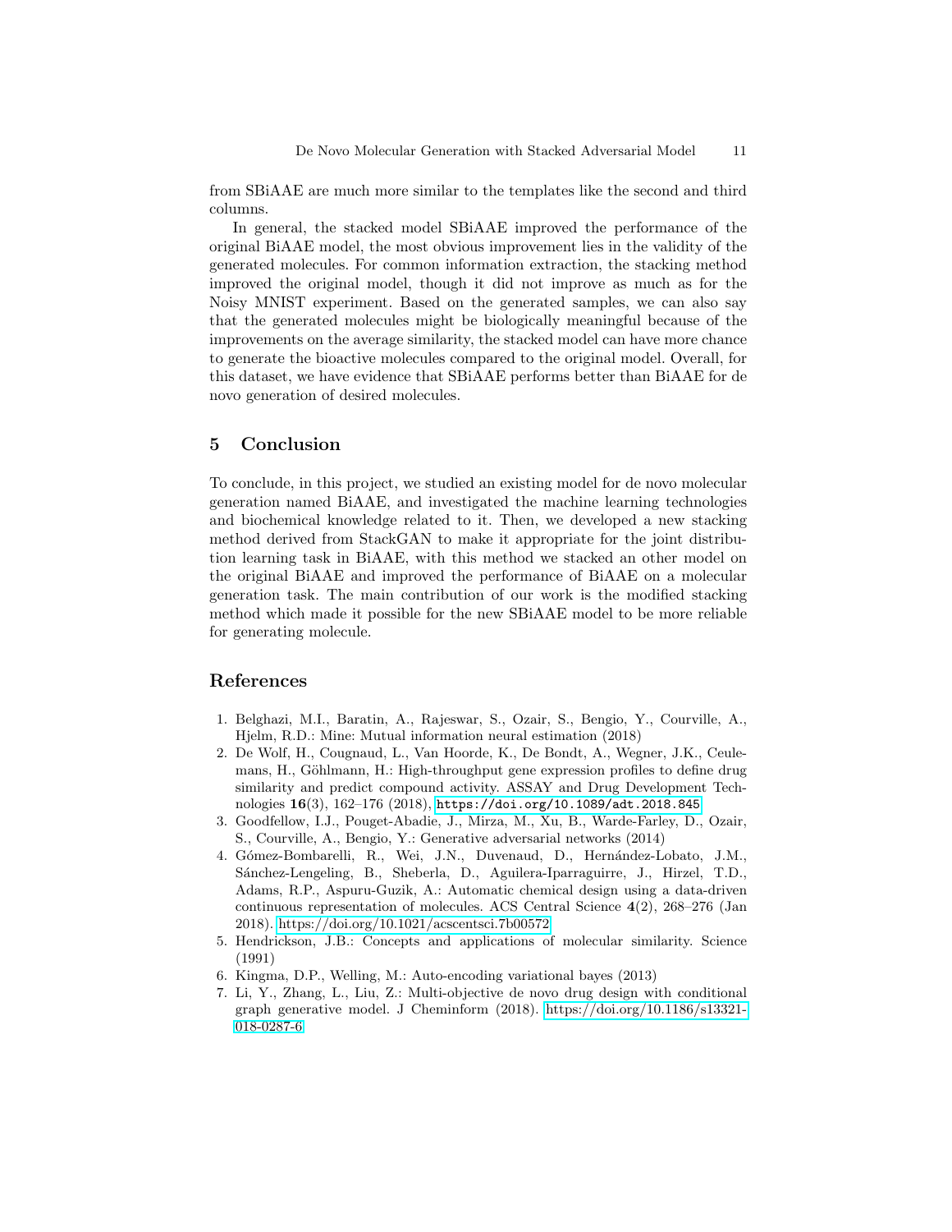from SBiAAE are much more similar to the templates like the second and third columns.

In general, the stacked model SBiAAE improved the performance of the original BiAAE model, the most obvious improvement lies in the validity of the generated molecules. For common information extraction, the stacking method improved the original model, though it did not improve as much as for the Noisy MNIST experiment. Based on the generated samples, we can also say that the generated molecules might be biologically meaningful because of the improvements on the average similarity, the stacked model can have more chance to generate the bioactive molecules compared to the original model. Overall, for this dataset, we have evidence that SBiAAE performs better than BiAAE for de novo generation of desired molecules.

## 5 Conclusion

To conclude, in this project, we studied an existing model for de novo molecular generation named BiAAE, and investigated the machine learning technologies and biochemical knowledge related to it. Then, we developed a new stacking method derived from StackGAN to make it appropriate for the joint distribution learning task in BiAAE, with this method we stacked an other model on the original BiAAE and improved the performance of BiAAE on a molecular generation task. The main contribution of our work is the modified stacking method which made it possible for the new SBiAAE model to be more reliable for generating molecule.

## References

1. Belghazi, M.I., Baratin, A., Rajeswar, S., Ozair, S., Bengio, Y., Courville, A., Hjelm, R.D.: Mine: Mutual information neural estimation (2018)
2. De Wolf, H., Cougnaud, L., Van Hoorde, K., De Bondt, A., Wegner, J.K., Ceulemans, H., Göhlmann, H.: High-throughput gene expression profiles to define drug similarity and predict compound activity. ASSAY and Drug Development Technologies **16**(3), 162–176 (2018), https://doi.org/10.1089/adt.2018.845
3. Goodfellow, I.J., Pouget-Abadie, J., Mirza, M., Xu, B., Warde-Farley, D., Ozair, S., Courville, A., Bengio, Y.: Generative adversarial networks (2014)
4. Gómez-Bombarelli, R., Wei, J.N., Duvenaud, D., Hernández-Lobato, J.M., Sánchez-Lengeling, B., Sheberla, D., Aguilera-Iparraguirre, J., Hirzel, T.D., Adams, R.P., Aspuru-Guzik, A.: Automatic chemical design using a data-driven continuous representation of molecules. ACS Central Science **4**(2), 268–276 (Jan 2018). https://doi.org/10.1021/acscentsci.7b00572
5. Hendrickson, J.B.: Concepts and applications of molecular similarity. Science (1991)
6. Kingma, D.P., Welling, M.: Auto-encoding variational bayes (2013)
7. Li, Y., Zhang, L., Liu, Z.: Multi-objective de novo drug design with conditional graph generative model. J Cheminform (2018). https://doi.org/10.1186/s13321-018-0287-6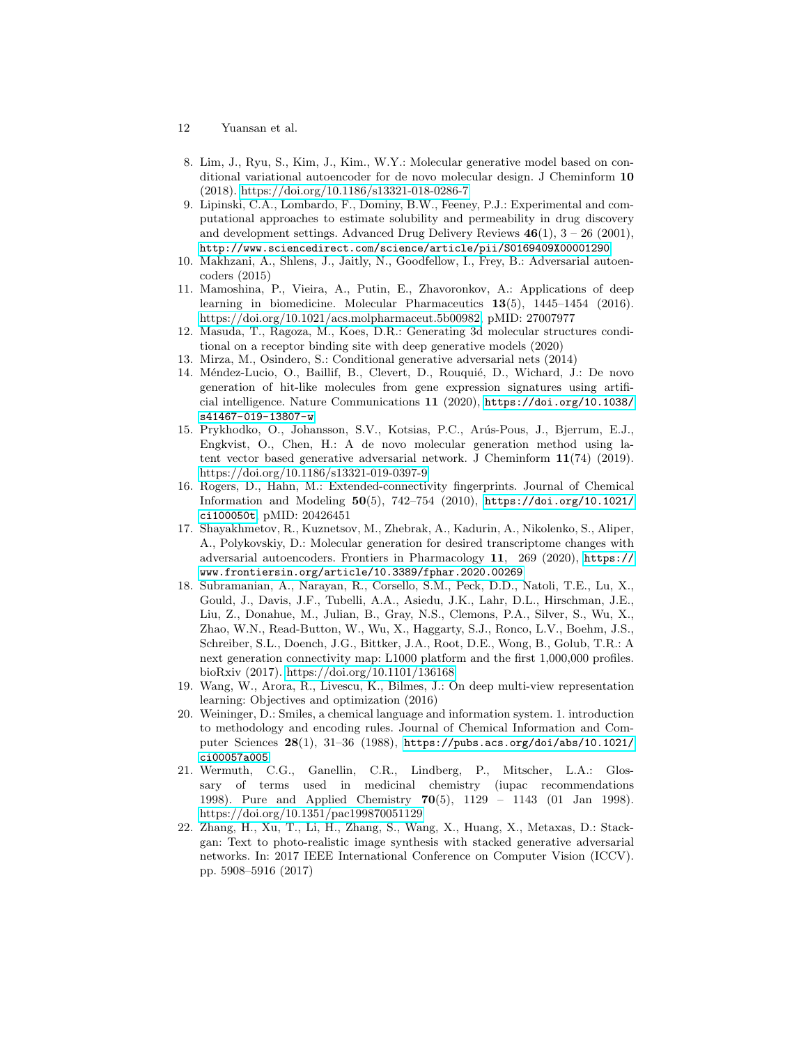8. Lim, J., Ryu, S., Kim, J., Kim., W.Y.: Molecular generative model based on conditional variational autoencoder for de novo molecular design. J Cheminform **10** (2018). https://doi.org/10.1186/s13321-018-0286-7
9. Lipinski, C.A., Lombardo, F., Dominy, B.W., Feeney, P.J.: Experimental and computational approaches to estimate solubility and permeability in drug discovery and development settings. Advanced Drug Delivery Reviews **46**(1), 3 – 26 (2001), http://www.sciencedirect.com/science/article/pii/S0169409X00001290
10. Makhzani, A., Shlens, J., Jaitly, N., Goodfellow, I., Frey, B.: Adversarial autoencoders (2015)
11. Mamoshina, P., Vieira, A., Putin, E., Zhavoronkov, A.: Applications of deep learning in biomedicine. Molecular Pharmaceutics **13**(5), 1445–1454 (2016). https://doi.org/10.1021/acs.molpharmaceut.5b00982, pMID: 27007977
12. Masuda, T., Ragoza, M., Koes, D.R.: Generating 3d molecular structures conditional on a receptor binding site with deep generative models (2020)
13. Mirza, M., Osindero, S.: Conditional generative adversarial nets (2014)
14. Méndez-Lucio, O., Baillif, B., Clevert, D., Rouquié, D., Wichard, J.: De novo generation of hit-like molecules from gene expression signatures using artificial intelligence. Nature Communications **11** (2020), https://doi.org/10.1038/s41467-019-13807-w
15. Prykhodko, O., Johansson, S.V., Kotsias, P.C., Arús-Pous, J., Bjerrum, E.J., Engkvist, O., Chen, H.: A de novo molecular generation method using latent vector based generative adversarial network. J Cheminform **11**(74) (2019). https://doi.org/10.1186/s13321-019-0397-9
16. Rogers, D., Hahn, M.: Extended-connectivity fingerprints. Journal of Chemical Information and Modeling **50**(5), 742–754 (2010), https://doi.org/10.1021/ci100050t, pMID: 20426451
17. Shayakhmetov, R., Kuznetsov, M., Zhebrak, A., Kadurin, A., Nikolenko, S., Aliper, A., Polykovskiy, D.: Molecular generation for desired transcriptome changes with adversarial autoencoders. Frontiers in Pharmacology **11**, 269 (2020), https://www.frontiersin.org/article/10.3389/fphar.2020.00269
18. Subramanian, A., Narayan, R., Corsello, S.M., Peck, D.D., Natoli, T.E., Lu, X., Gould, J., Davis, J.F., Tubelli, A.A., Asiedu, J.K., Lahr, D.L., Hirschman, J.E., Liu, Z., Donahue, M., Julian, B., Gray, N.S., Clemons, P.A., Silver, S., Wu, X., Zhao, W.N., Read-Button, W., Wu, X., Haggarty, S.J., Ronco, L.V., Boehm, J.S., Schreiber, S.L., Doench, J.G., Bittker, J.A., Root, D.E., Wong, B., Golub, T.R.: A next generation connectivity map: L1000 platform and the first 1,000,000 profiles. bioRxiv (2017). https://doi.org/10.1101/136168
19. Wang, W., Arora, R., Livescu, K., Bilmes, J.: On deep multi-view representation learning: Objectives and optimization (2016)
20. Weininger, D.: Smiles, a chemical language and information system. 1. introduction to methodology and encoding rules. Journal of Chemical Information and Computer Sciences **28**(1), 31–36 (1988), https://pubs.acs.org/doi/abs/10.1021/ci00057a005
21. Wermuth, C.G., Ganellin, C.R., Lindberg, P., Mitscher, L.A.: Glossary of terms used in medicinal chemistry (iupac recommendations 1998). Pure and Applied Chemistry **70**(5), 1129 – 1143 (01 Jan 1998). https://doi.org/10.1351/pac199870051129
22. Zhang, H., Xu, T., Li, H., Zhang, S., Wang, X., Huang, X., Metaxas, D.: Stackgan: Text to photo-realistic image synthesis with stacked generative adversarial networks. In: 2017 IEEE International Conference on Computer Vision (ICCV). pp. 5908–5916 (2017)